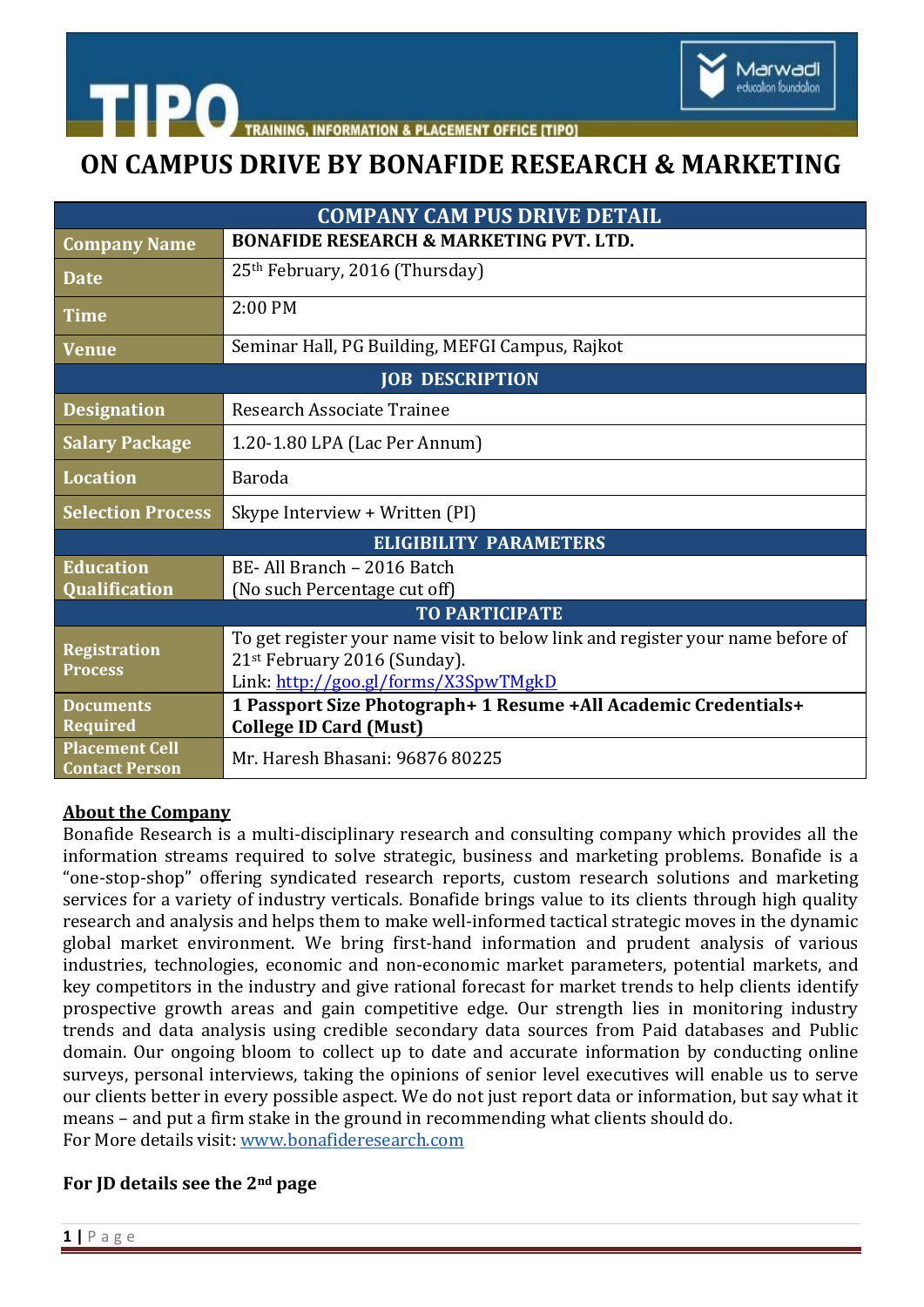TIPO TRAINING, INFORMATION & PLACEMENT OFFICE [TIPO]

Marwadi education foundation

# ON CAMPUS DRIVE BY BONAFIDE RESEARCH & MARKETING

| COMPANY CAM PUS DRIVE DETAIL | |
|---|---|
| Company Name | **BONAFIDE RESEARCH & MARKETING PVT. LTD.** |
| Date | 25th February, 2016 (Thursday) |
| Time | 2:00 PM |
| Venue | Seminar Hall, PG Building, MEFGI Campus, Rajkot |
| **JOB DESCRIPTION** | |
| Designation | Research Associate Trainee |
| Salary Package | 1.20-1.80 LPA (Lac Per Annum) |
| Location | Baroda |
| Selection Process | Skype Interview + Written (PI) |
| **ELIGIBILITY PARAMETERS** | |
| Education Qualification | BE- All Branch – 2016 Batch (No such Percentage cut off) |
| **TO PARTICIPATE** | |
| Registration Process | To get register your name visit to below link and register your name before of 21st February 2016 (Sunday). Link: http://goo.gl/forms/X3SpwTMgkD |
| Documents Required | **1 Passport Size Photograph+ 1 Resume +All Academic Credentials+ College ID Card (Must)** |
| Placement Cell Contact Person | Mr. Haresh Bhasani: 96876 80225 |

**About the Company**

Bonafide Research is a multi-disciplinary research and consulting company which provides all the information streams required to solve strategic, business and marketing problems. Bonafide is a "one-stop-shop" offering syndicated research reports, custom research solutions and marketing services for a variety of industry verticals. Bonafide brings value to its clients through high quality research and analysis and helps them to make well-informed tactical strategic moves in the dynamic global market environment. We bring first-hand information and prudent analysis of various industries, technologies, economic and non-economic market parameters, potential markets, and key competitors in the industry and give rational forecast for market trends to help clients identify prospective growth areas and gain competitive edge. Our strength lies in monitoring industry trends and data analysis using credible secondary data sources from Paid databases and Public domain. Our ongoing bloom to collect up to date and accurate information by conducting online surveys, personal interviews, taking the opinions of senior level executives will enable us to serve our clients better in every possible aspect. We do not just report data or information, but say what it means – and put a firm stake in the ground in recommending what clients should do.
For More details visit: www.bonafideresearch.com

**For JD details see the 2nd page**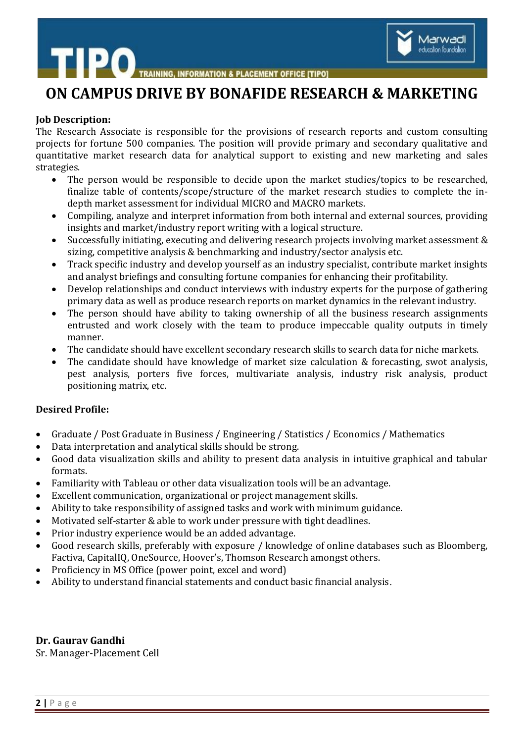# ON CAMPUS DRIVE BY BONAFIDE RESEARCH & MARKETING

**Job Description:**

The Research Associate is responsible for the provisions of research reports and custom consulting projects for fortune 500 companies. The position will provide primary and secondary qualitative and quantitative market research data for analytical support to existing and new marketing and sales strategies.

- The person would be responsible to decide upon the market studies/topics to be researched, finalize table of contents/scope/structure of the market research studies to complete the in-depth market assessment for individual MICRO and MACRO markets.
- Compiling, analyze and interpret information from both internal and external sources, providing insights and market/industry report writing with a logical structure.
- Successfully initiating, executing and delivering research projects involving market assessment & sizing, competitive analysis & benchmarking and industry/sector analysis etc.
- Track specific industry and develop yourself as an industry specialist, contribute market insights and analyst briefings and consulting fortune companies for enhancing their profitability.
- Develop relationships and conduct interviews with industry experts for the purpose of gathering primary data as well as produce research reports on market dynamics in the relevant industry.
- The person should have ability to taking ownership of all the business research assignments entrusted and work closely with the team to produce impeccable quality outputs in timely manner.
- The candidate should have excellent secondary research skills to search data for niche markets.
- The candidate should have knowledge of market size calculation & forecasting, swot analysis, pest analysis, porters five forces, multivariate analysis, industry risk analysis, product positioning matrix, etc.

**Desired Profile:**

- Graduate / Post Graduate in Business / Engineering / Statistics / Economics / Mathematics
- Data interpretation and analytical skills should be strong.
- Good data visualization skills and ability to present data analysis in intuitive graphical and tabular formats.
- Familiarity with Tableau or other data visualization tools will be an advantage.
- Excellent communication, organizational or project management skills.
- Ability to take responsibility of assigned tasks and work with minimum guidance.
- Motivated self-starter & able to work under pressure with tight deadlines.
- Prior industry experience would be an added advantage.
- Good research skills, preferably with exposure / knowledge of online databases such as Bloomberg, Factiva, CapitalIQ, OneSource, Hoover's, Thomson Research amongst others.
- Proficiency in MS Office (power point, excel and word)
- Ability to understand financial statements and conduct basic financial analysis.

**Dr. Gaurav Gandhi**
Sr. Manager-Placement Cell